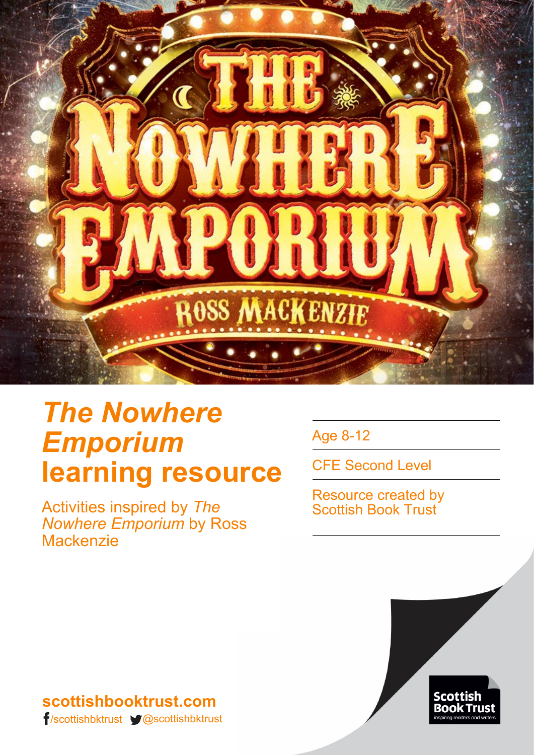# *The Nowhere Emporium* learning resource

Activities inspired by *The Nowhere Emporium* by Ross Mackenzie

Age 8-12

CFE Second Level

Resource created by Scottish Book Trust

**scottishbooktrust.com**

/scottishbktrust @scottishbktrust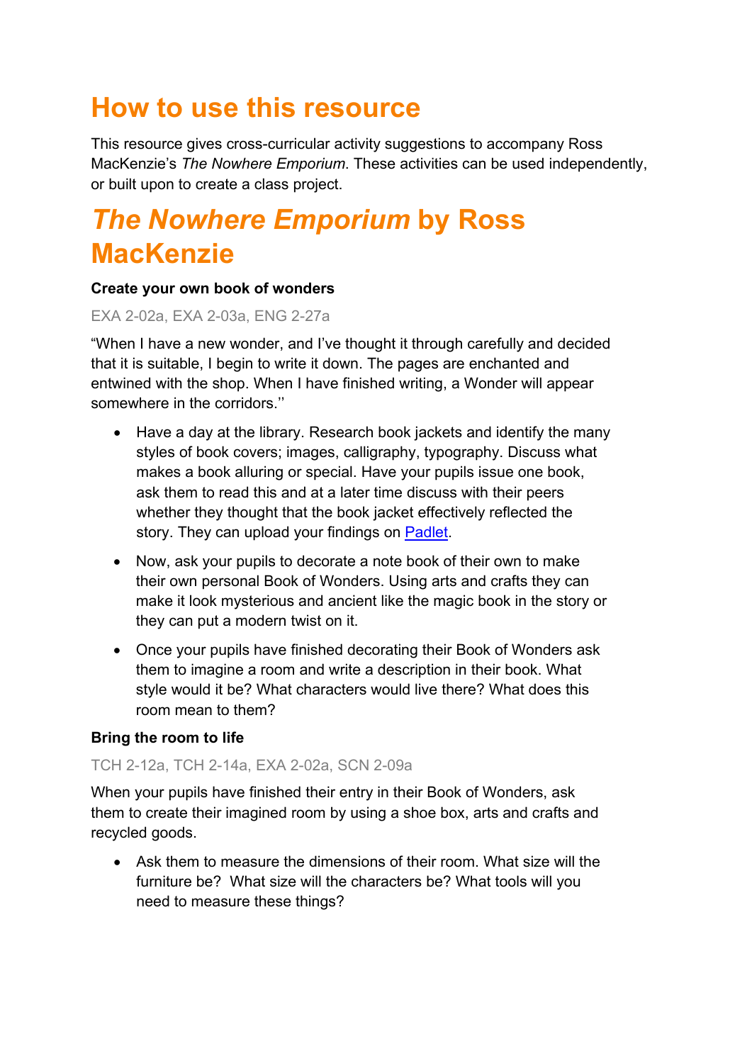# How to use this resource

This resource gives cross-curricular activity suggestions to accompany Ross MacKenzie's *The Nowhere Emporium*. These activities can be used independently, or built upon to create a class project.

# *The Nowhere Emporium* by Ross MacKenzie

**Create your own book of wonders**

EXA 2-02a, EXA 2-03a, ENG 2-27a

"When I have a new wonder, and I've thought it through carefully and decided that it is suitable, I begin to write it down. The pages are enchanted and entwined with the shop. When I have finished writing, a Wonder will appear somewhere in the corridors.''

- Have a day at the library. Research book jackets and identify the many styles of book covers; images, calligraphy, typography. Discuss what makes a book alluring or special. Have your pupils issue one book, ask them to read this and at a later time discuss with their peers whether they thought that the book jacket effectively reflected the story. They can upload your findings on Padlet.
- Now, ask your pupils to decorate a note book of their own to make their own personal Book of Wonders. Using arts and crafts they can make it look mysterious and ancient like the magic book in the story or they can put a modern twist on it.
- Once your pupils have finished decorating their Book of Wonders ask them to imagine a room and write a description in their book. What style would it be? What characters would live there? What does this room mean to them?

**Bring the room to life**

TCH 2-12a, TCH 2-14a, EXA 2-02a, SCN 2-09a

When your pupils have finished their entry in their Book of Wonders, ask them to create their imagined room by using a shoe box, arts and crafts and recycled goods.

- Ask them to measure the dimensions of their room. What size will the furniture be? What size will the characters be? What tools will you need to measure these things?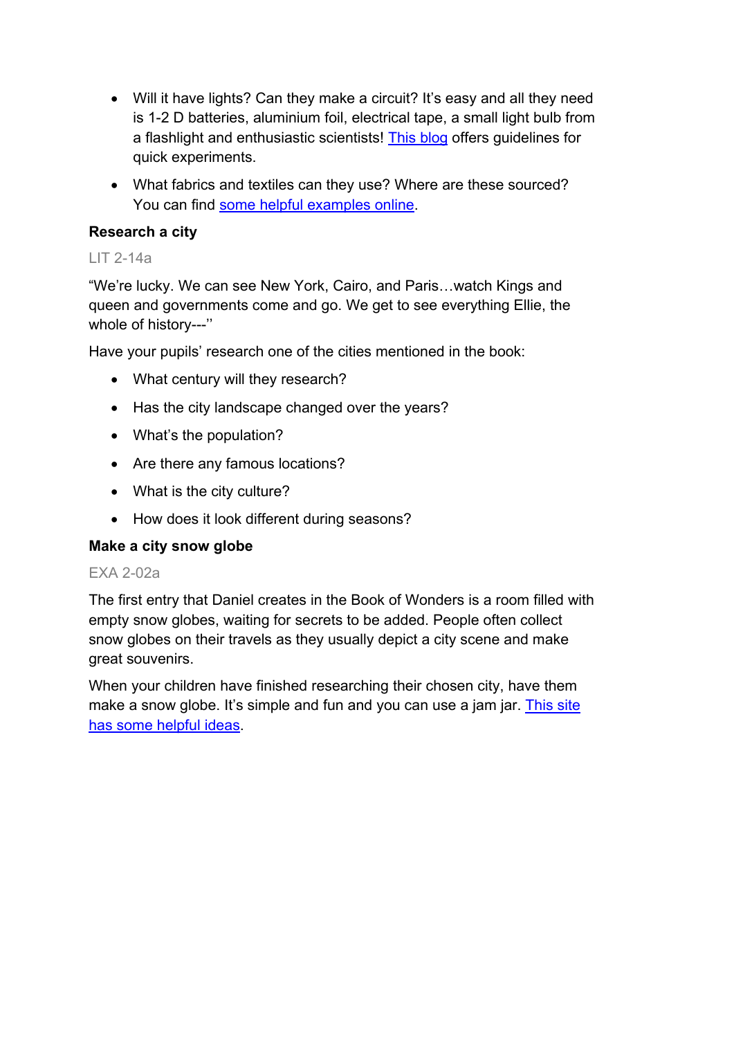- Will it have lights? Can they make a circuit? It's easy and all they need is 1-2 D batteries, aluminium foil, electrical tape, a small light bulb from a flashlight and enthusiastic scientists! This blog offers guidelines for quick experiments.
- What fabrics and textiles can they use? Where are these sourced? You can find some helpful examples online.

**Research a city**

LIT 2-14a

"We're lucky. We can see New York, Cairo, and Paris…watch Kings and queen and governments come and go. We get to see everything Ellie, the whole of history---''

Have your pupils' research one of the cities mentioned in the book:

- What century will they research?
- Has the city landscape changed over the years?
- What's the population?
- Are there any famous locations?
- What is the city culture?
- How does it look different during seasons?

**Make a city snow globe**

EXA 2-02a

The first entry that Daniel creates in the Book of Wonders is a room filled with empty snow globes, waiting for secrets to be added. People often collect snow globes on their travels as they usually depict a city scene and make great souvenirs.

When your children have finished researching their chosen city, have them make a snow globe. It's simple and fun and you can use a jam jar. This site has some helpful ideas.